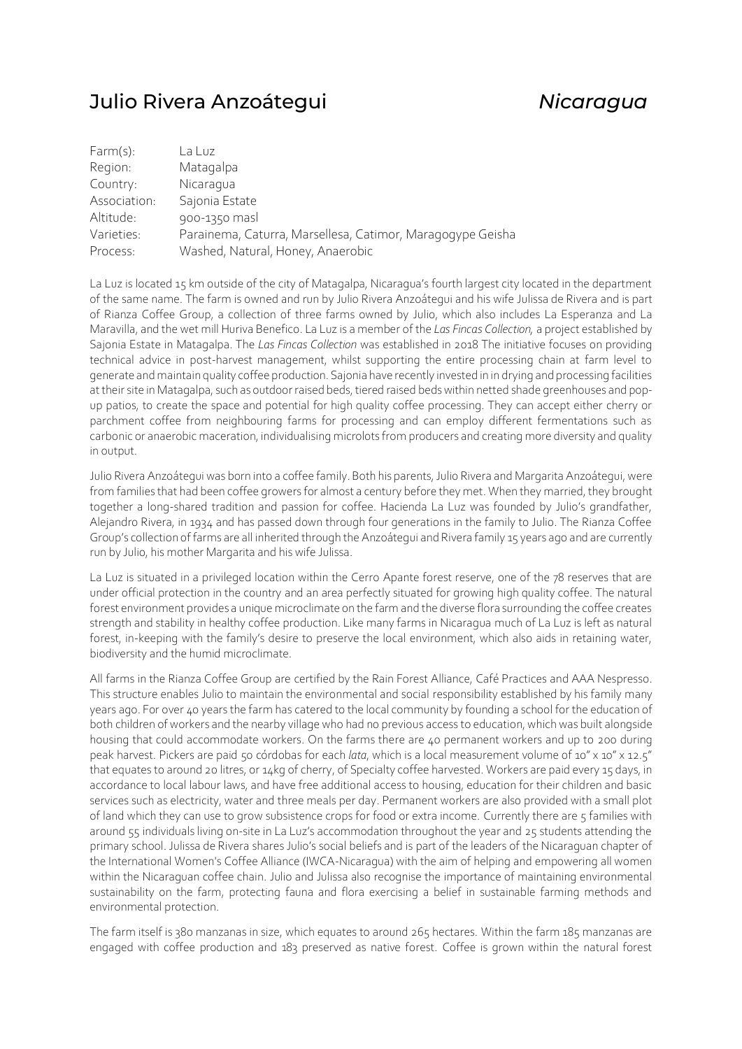# Julio Rivera Anzoátegui *Nicaragua*

| | |
|---|---|
| Farm(s): | La Luz |
| Region: | Matagalpa |
| Country: | Nicaragua |
| Association: | Sajonia Estate |
| Altitude: | 900-1350 masl |
| Varieties: | Parainema, Caturra, Marsellesa, Catimor, Maragogype Geisha |
| Process: | Washed, Natural, Honey, Anaerobic |

La Luz is located 15 km outside of the city of Matagalpa, Nicaragua's fourth largest city located in the department of the same name. The farm is owned and run by Julio Rivera Anzoátegui and his wife Julissa de Rivera and is part of Rianza Coffee Group, a collection of three farms owned by Julio, which also includes La Esperanza and La Maravilla, and the wet mill Huriva Benefico. La Luz is a member of the *Las Fincas Collection,* a project established by Sajonia Estate in Matagalpa. The *Las Fincas Collection* was established in 2018 The initiative focuses on providing technical advice in post-harvest management, whilst supporting the entire processing chain at farm level to generate and maintain quality coffee production. Sajonia have recently invested in in drying and processing facilities at their site in Matagalpa, such as outdoor raised beds, tiered raised beds within netted shade greenhouses and pop-up patios, to create the space and potential for high quality coffee processing. They can accept either cherry or parchment coffee from neighbouring farms for processing and can employ different fermentations such as carbonic or anaerobic maceration, individualising microlots from producers and creating more diversity and quality in output.

Julio Rivera Anzoátegui was born into a coffee family. Both his parents, Julio Rivera and Margarita Anzoátegui, were from families that had been coffee growers for almost a century before they met. When they married, they brought together a long-shared tradition and passion for coffee. Hacienda La Luz was founded by Julio's grandfather, Alejandro Rivera, in 1934 and has passed down through four generations in the family to Julio. The Rianza Coffee Group's collection of farms are all inherited through the Anzoátegui and Rivera family 15 years ago and are currently run by Julio, his mother Margarita and his wife Julissa.

La Luz is situated in a privileged location within the Cerro Apante forest reserve, one of the 78 reserves that are under official protection in the country and an area perfectly situated for growing high quality coffee. The natural forest environment provides a unique microclimate on the farm and the diverse flora surrounding the coffee creates strength and stability in healthy coffee production. Like many farms in Nicaragua much of La Luz is left as natural forest, in-keeping with the family's desire to preserve the local environment, which also aids in retaining water, biodiversity and the humid microclimate.

All farms in the Rianza Coffee Group are certified by the Rain Forest Alliance, Café Practices and AAA Nespresso. This structure enables Julio to maintain the environmental and social responsibility established by his family many years ago. For over 40 years the farm has catered to the local community by founding a school for the education of both children of workers and the nearby village who had no previous access to education, which was built alongside housing that could accommodate workers. On the farms there are 40 permanent workers and up to 200 during peak harvest. Pickers are paid 50 córdobas for each *lata*, which is a local measurement volume of 10" x 10" x 12.5" that equates to around 20 litres, or 14kg of cherry, of Specialty coffee harvested. Workers are paid every 15 days, in accordance to local labour laws, and have free additional access to housing, education for their children and basic services such as electricity, water and three meals per day. Permanent workers are also provided with a small plot of land which they can use to grow subsistence crops for food or extra income. Currently there are 5 families with around 55 individuals living on-site in La Luz's accommodation throughout the year and 25 students attending the primary school. Julissa de Rivera shares Julio's social beliefs and is part of the leaders of the Nicaraguan chapter of the International Women's Coffee Alliance (IWCA-Nicaragua) with the aim of helping and empowering all women within the Nicaraguan coffee chain. Julio and Julissa also recognise the importance of maintaining environmental sustainability on the farm, protecting fauna and flora exercising a belief in sustainable farming methods and environmental protection.

The farm itself is 380 manzanas in size, which equates to around 265 hectares. Within the farm 185 manzanas are engaged with coffee production and 183 preserved as native forest. Coffee is grown within the natural forest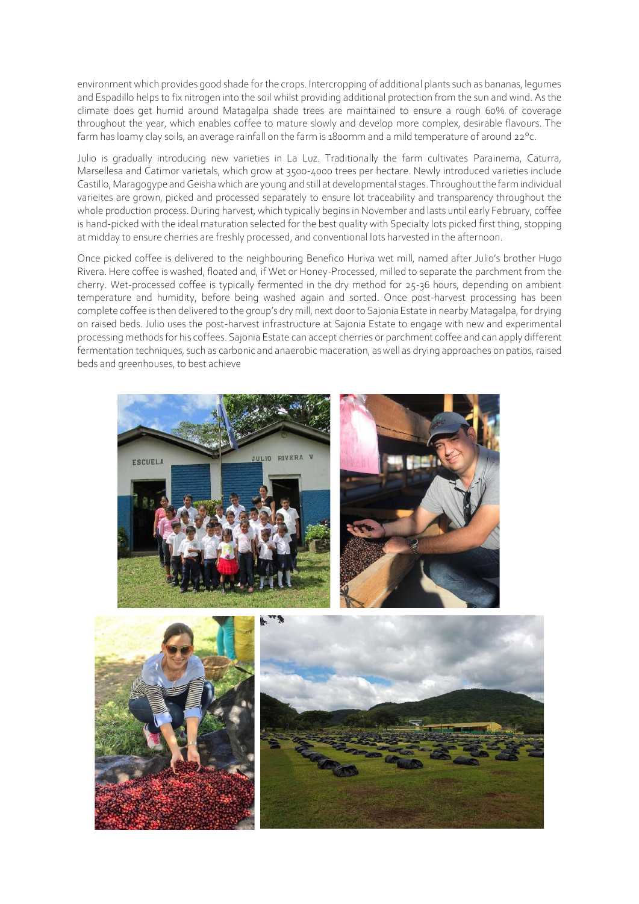environment which provides good shade for the crops. Intercropping of additional plants such as bananas, legumes and Espadillo helps to fix nitrogen into the soil whilst providing additional protection from the sun and wind. As the climate does get humid around Matagalpa shade trees are maintained to ensure a rough 60% of coverage throughout the year, which enables coffee to mature slowly and develop more complex, desirable flavours. The farm has loamy clay soils, an average rainfall on the farm is 1800mm and a mild temperature of around 22°c.

Julio is gradually introducing new varieties in La Luz. Traditionally the farm cultivates Parainema, Caturra, Marsellesa and Catimor varietals, which grow at 3500-4000 trees per hectare. Newly introduced varieties include Castillo, Maragogype and Geisha which are young and still at developmental stages. Throughout the farm individual varieites are grown, picked and processed separately to ensure lot traceability and transparency throughout the whole production process. During harvest, which typically begins in November and lasts until early February, coffee is hand-picked with the ideal maturation selected for the best quality with Specialty lots picked first thing, stopping at midday to ensure cherries are freshly processed, and conventional lots harvested in the afternoon.

Once picked coffee is delivered to the neighbouring Benefico Huriva wet mill, named after Julio's brother Hugo Rivera. Here coffee is washed, floated and, if Wet or Honey-Processed, milled to separate the parchment from the cherry. Wet-processed coffee is typically fermented in the dry method for 25-36 hours, depending on ambient temperature and humidity, before being washed again and sorted. Once post-harvest processing has been complete coffee is then delivered to the group's dry mill, next door to Sajonia Estate in nearby Matagalpa, for drying on raised beds. Julio uses the post-harvest infrastructure at Sajonia Estate to engage with new and experimental processing methods for his coffees. Sajonia Estate can accept cherries or parchment coffee and can apply different fermentation techniques, such as carbonic and anaerobic maceration, as well as drying approaches on patios, raised beds and greenhouses, to best achieve